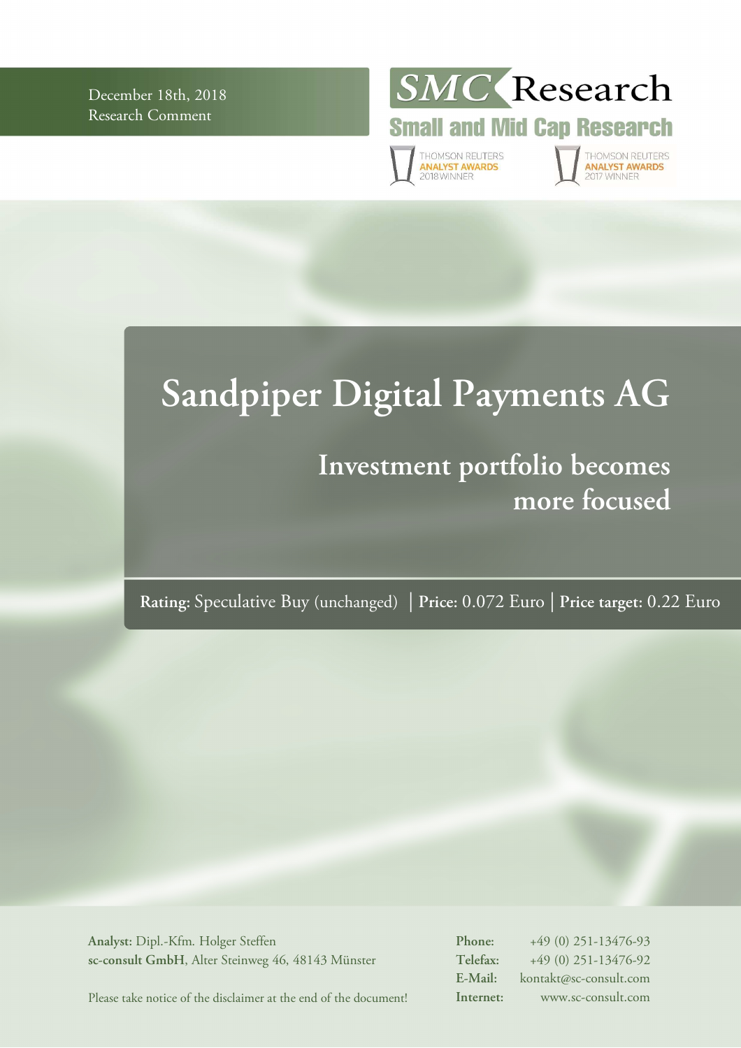December 18th, 2018
Research Comment

SMC Research
Small and Mid Cap Research

THOMSON REUTERS ANALYST AWARDS 2018 WINNER
THOMSON REUTERS ANALYST AWARDS 2017 WINNER

# Sandpiper Digital Payments AG

## Investment portfolio becomes more focused

**Rating:** Speculative Buy (unchanged) | **Price:** 0.072 Euro | **Price target:** 0.22 Euro

**Analyst:** Dipl.-Kfm. Holger Steffen
**sc-consult GmbH**, Alter Steinweg 46, 48143 Münster

**Phone:** +49 (0) 251-13476-93
**Telefax:** +49 (0) 251-13476-92
**E-Mail:** kontakt@sc-consult.com
**Internet:** www.sc-consult.com

Please take notice of the disclaimer at the end of the document!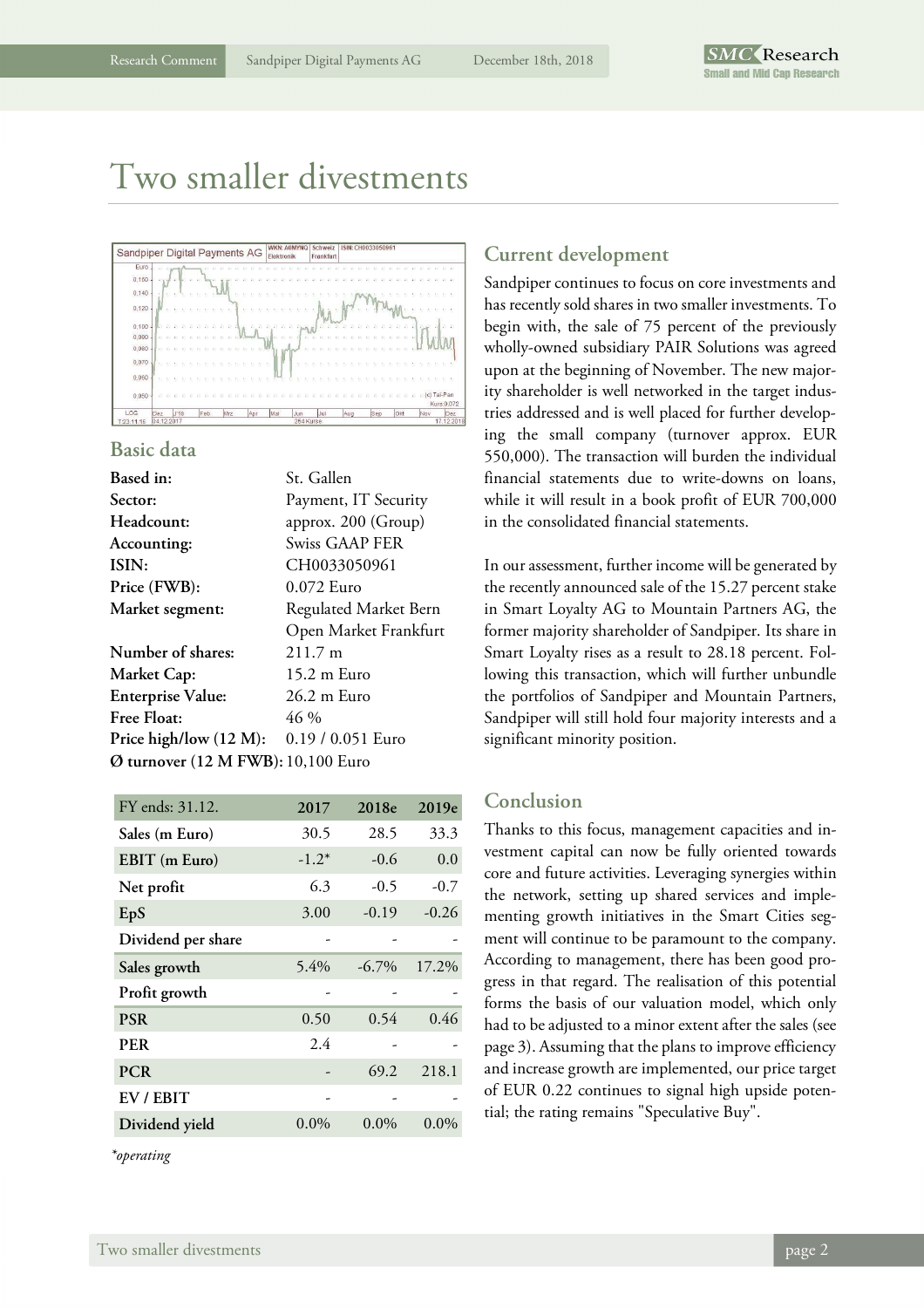# Two smaller divestments

## Basic data

| | |
|---|---|
| **Based in:** | St. Gallen |
| **Sector:** | Payment, IT Security |
| **Headcount:** | approx. 200 (Group) |
| **Accounting:** | Swiss GAAP FER |
| **ISIN:** | CH0033050961 |
| **Price (FWB):** | 0.072 Euro |
| **Market segment:** | Regulated Market Bern<br>Open Market Frankfurt |
| **Number of shares:** | 211.7 m |
| **Market Cap:** | 15.2 m Euro |
| **Enterprise Value:** | 26.2 m Euro |
| **Free Float:** | 46 % |
| **Price high/low (12 M):** | 0.19 / 0.051 Euro |
| **Ø turnover (12 M FWB):** | 10,100 Euro |

| FY ends: 31.12. | 2017 | 2018e | 2019e |
|---|---|---|---|
| Sales (m Euro) | 30.5 | 28.5 | 33.3 |
| EBIT (m Euro) | -1.2* | -0.6 | 0.0 |
| Net profit | 6.3 | -0.5 | -0.7 |
| EpS | 3.00 | -0.19 | -0.26 |
| Dividend per share | - | - | - |
| Sales growth | 5.4% | -6.7% | 17.2% |
| Profit growth | - | - | - |
| PSR | 0.50 | 0.54 | 0.46 |
| PER | 2.4 | - | - |
| PCR | - | 69.2 | 218.1 |
| EV / EBIT | - | - | - |
| Dividend yield | 0.0% | 0.0% | 0.0% |

*\*operating*

## Current development

Sandpiper continues to focus on core investments and has recently sold shares in two smaller investments. To begin with, the sale of 75 percent of the previously wholly-owned subsidiary PAIR Solutions was agreed upon at the beginning of November. The new majority shareholder is well networked in the target industries addressed and is well placed for further developing the small company (turnover approx. EUR 550,000). The transaction will burden the individual financial statements due to write-downs on loans, while it will result in a book profit of EUR 700,000 in the consolidated financial statements.

In our assessment, further income will be generated by the recently announced sale of the 15.27 percent stake in Smart Loyalty AG to Mountain Partners AG, the former majority shareholder of Sandpiper. Its share in Smart Loyalty rises as a result to 28.18 percent. Following this transaction, which will further unbundle the portfolios of Sandpiper and Mountain Partners, Sandpiper will still hold four majority interests and a significant minority position.

## Conclusion

Thanks to this focus, management capacities and investment capital can now be fully oriented towards core and future activities. Leveraging synergies within the network, setting up shared services and implementing growth initiatives in the Smart Cities segment will continue to be paramount to the company. According to management, there has been good progress in that regard. The realisation of this potential forms the basis of our valuation model, which only had to be adjusted to a minor extent after the sales (see page 3). Assuming that the plans to improve efficiency and increase growth are implemented, our price target of EUR 0.22 continues to signal high upside potential; the rating remains "Speculative Buy".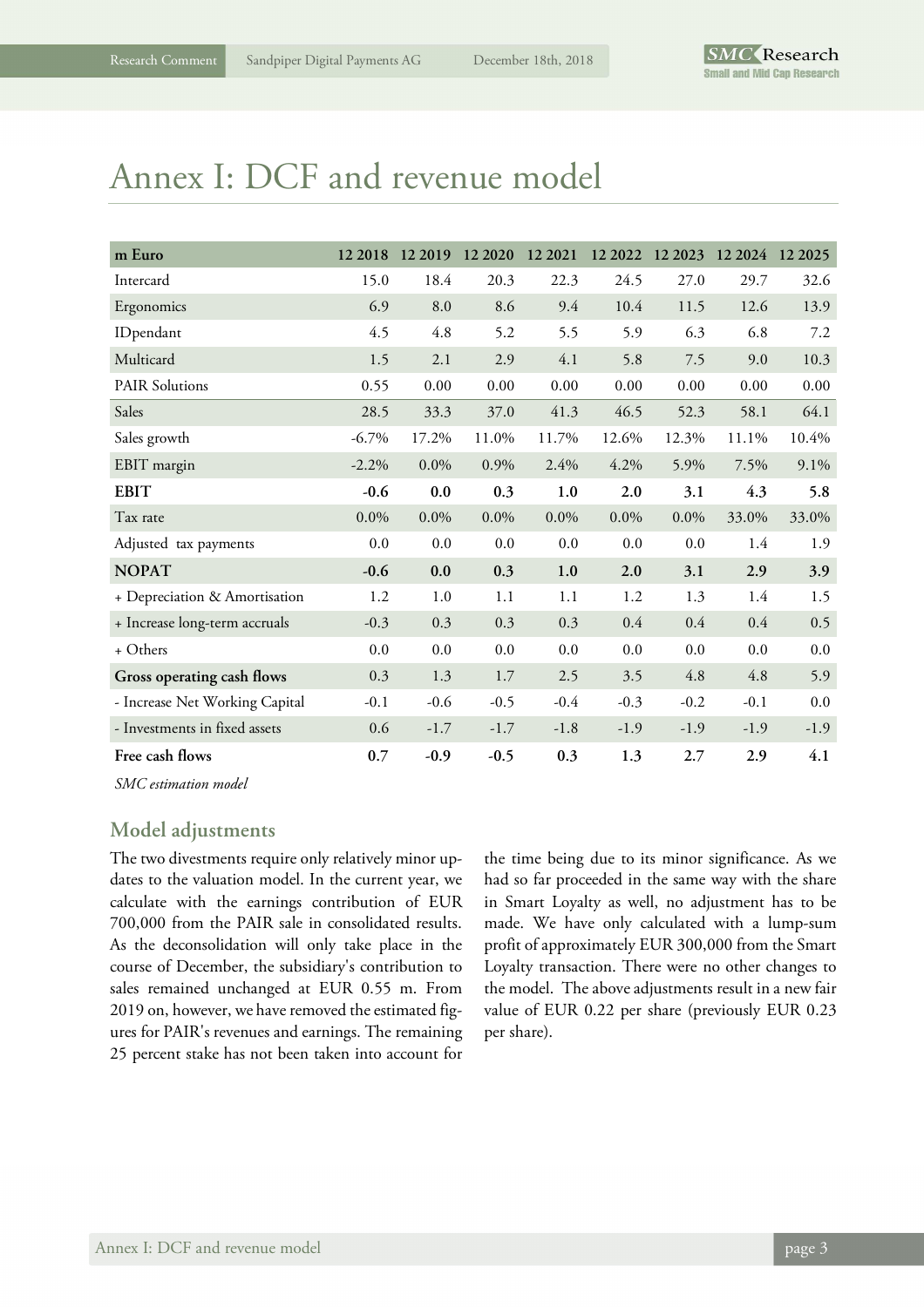# Annex I: DCF and revenue model

| m Euro | 12 2018 | 12 2019 | 12 2020 | 12 2021 | 12 2022 | 12 2023 | 12 2024 | 12 2025 |
|---|---|---|---|---|---|---|---|---|
| Intercard | 15.0 | 18.4 | 20.3 | 22.3 | 24.5 | 27.0 | 29.7 | 32.6 |
| Ergonomics | 6.9 | 8.0 | 8.6 | 9.4 | 10.4 | 11.5 | 12.6 | 13.9 |
| IDpendant | 4.5 | 4.8 | 5.2 | 5.5 | 5.9 | 6.3 | 6.8 | 7.2 |
| Multicard | 1.5 | 2.1 | 2.9 | 4.1 | 5.8 | 7.5 | 9.0 | 10.3 |
| PAIR Solutions | 0.55 | 0.00 | 0.00 | 0.00 | 0.00 | 0.00 | 0.00 | 0.00 |
| Sales | 28.5 | 33.3 | 37.0 | 41.3 | 46.5 | 52.3 | 58.1 | 64.1 |
| Sales growth | -6.7% | 17.2% | 11.0% | 11.7% | 12.6% | 12.3% | 11.1% | 10.4% |
| EBIT margin | -2.2% | 0.0% | 0.9% | 2.4% | 4.2% | 5.9% | 7.5% | 9.1% |
| **EBIT** | **-0.6** | **0.0** | **0.3** | **1.0** | **2.0** | **3.1** | **4.3** | **5.8** |
| Tax rate | 0.0% | 0.0% | 0.0% | 0.0% | 0.0% | 0.0% | 33.0% | 33.0% |
| Adjusted tax payments | 0.0 | 0.0 | 0.0 | 0.0 | 0.0 | 0.0 | 1.4 | 1.9 |
| **NOPAT** | **-0.6** | **0.0** | **0.3** | **1.0** | **2.0** | **3.1** | **2.9** | **3.9** |
| + Depreciation & Amortisation | 1.2 | 1.0 | 1.1 | 1.1 | 1.2 | 1.3 | 1.4 | 1.5 |
| + Increase long-term accruals | -0.3 | 0.3 | 0.3 | 0.3 | 0.4 | 0.4 | 0.4 | 0.5 |
| + Others | 0.0 | 0.0 | 0.0 | 0.0 | 0.0 | 0.0 | 0.0 | 0.0 |
| **Gross operating cash flows** | 0.3 | 1.3 | 1.7 | 2.5 | 3.5 | 4.8 | 4.8 | 5.9 |
| - Increase Net Working Capital | -0.1 | -0.6 | -0.5 | -0.4 | -0.3 | -0.2 | -0.1 | 0.0 |
| - Investments in fixed assets | 0.6 | -1.7 | -1.7 | -1.8 | -1.9 | -1.9 | -1.9 | -1.9 |
| **Free cash flows** | **0.7** | **-0.9** | **-0.5** | **0.3** | **1.3** | **2.7** | **2.9** | **4.1** |

*SMC estimation model*

## Model adjustments

The two divestments require only relatively minor updates to the valuation model. In the current year, we calculate with the earnings contribution of EUR 700,000 from the PAIR sale in consolidated results. As the deconsolidation will only take place in the course of December, the subsidiary's contribution to sales remained unchanged at EUR 0.55 m. From 2019 on, however, we have removed the estimated figures for PAIR's revenues and earnings. The remaining 25 percent stake has not been taken into account for the time being due to its minor significance. As we had so far proceeded in the same way with the share in Smart Loyalty as well, no adjustment has to be made. We have only calculated with a lump-sum profit of approximately EUR 300,000 from the Smart Loyalty transaction. There were no other changes to the model. The above adjustments result in a new fair value of EUR 0.22 per share (previously EUR 0.23 per share).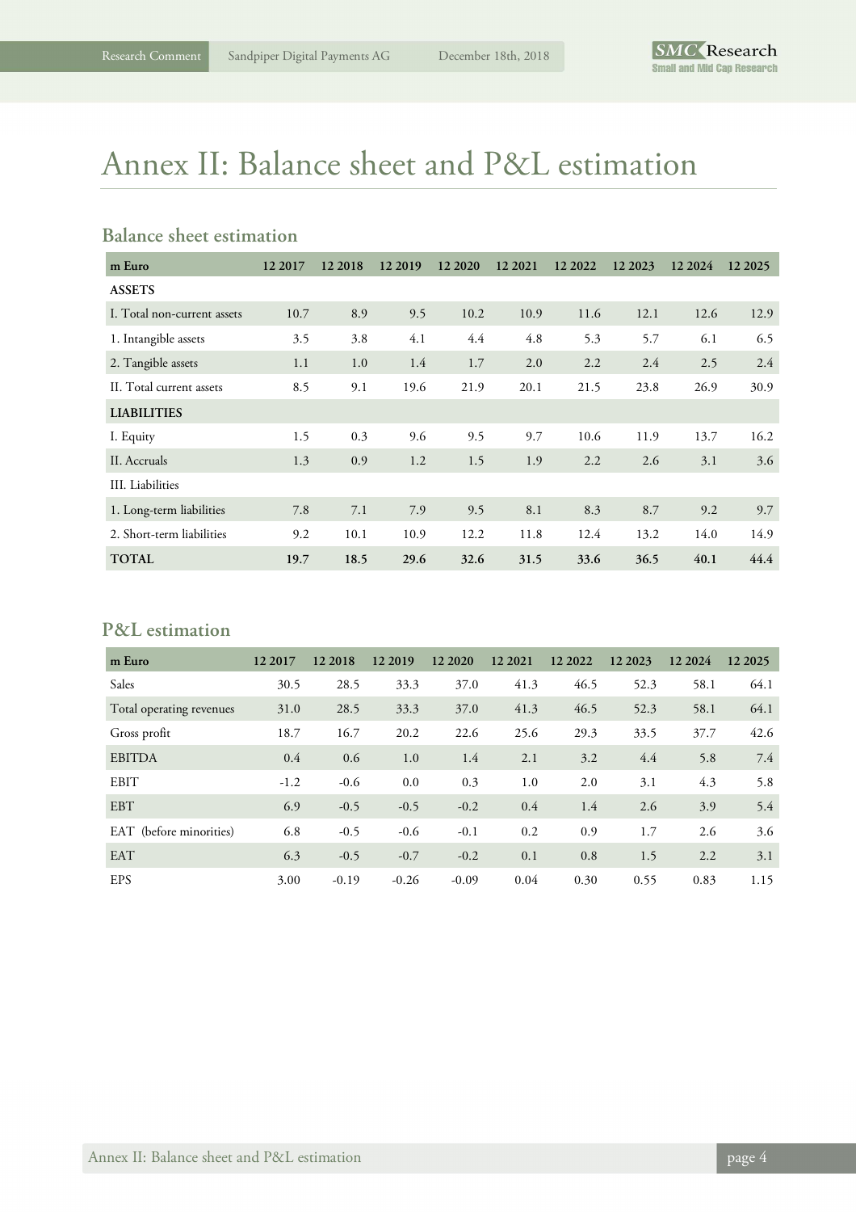# Annex II: Balance sheet and P&L estimation

## Balance sheet estimation

| m Euro | 12 2017 | 12 2018 | 12 2019 | 12 2020 | 12 2021 | 12 2022 | 12 2023 | 12 2024 | 12 2025 |
|---|---|---|---|---|---|---|---|---|---|
| **ASSETS** | | | | | | | | | |
| I. Total non-current assets | 10.7 | 8.9 | 9.5 | 10.2 | 10.9 | 11.6 | 12.1 | 12.6 | 12.9 |
| 1. Intangible assets | 3.5 | 3.8 | 4.1 | 4.4 | 4.8 | 5.3 | 5.7 | 6.1 | 6.5 |
| 2. Tangible assets | 1.1 | 1.0 | 1.4 | 1.7 | 2.0 | 2.2 | 2.4 | 2.5 | 2.4 |
| II. Total current assets | 8.5 | 9.1 | 19.6 | 21.9 | 20.1 | 21.5 | 23.8 | 26.9 | 30.9 |
| **LIABILITIES** | | | | | | | | | |
| I. Equity | 1.5 | 0.3 | 9.6 | 9.5 | 9.7 | 10.6 | 11.9 | 13.7 | 16.2 |
| II. Accruals | 1.3 | 0.9 | 1.2 | 1.5 | 1.9 | 2.2 | 2.6 | 3.1 | 3.6 |
| III. Liabilities | | | | | | | | | |
| 1. Long-term liabilities | 7.8 | 7.1 | 7.9 | 9.5 | 8.1 | 8.3 | 8.7 | 9.2 | 9.7 |
| 2. Short-term liabilities | 9.2 | 10.1 | 10.9 | 12.2 | 11.8 | 12.4 | 13.2 | 14.0 | 14.9 |
| **TOTAL** | **19.7** | **18.5** | **29.6** | **32.6** | **31.5** | **33.6** | **36.5** | **40.1** | **44.4** |

## P&L estimation

| m Euro | 12 2017 | 12 2018 | 12 2019 | 12 2020 | 12 2021 | 12 2022 | 12 2023 | 12 2024 | 12 2025 |
|---|---|---|---|---|---|---|---|---|---|
| Sales | 30.5 | 28.5 | 33.3 | 37.0 | 41.3 | 46.5 | 52.3 | 58.1 | 64.1 |
| Total operating revenues | 31.0 | 28.5 | 33.3 | 37.0 | 41.3 | 46.5 | 52.3 | 58.1 | 64.1 |
| Gross profit | 18.7 | 16.7 | 20.2 | 22.6 | 25.6 | 29.3 | 33.5 | 37.7 | 42.6 |
| EBITDA | 0.4 | 0.6 | 1.0 | 1.4 | 2.1 | 3.2 | 4.4 | 5.8 | 7.4 |
| EBIT | -1.2 | -0.6 | 0.0 | 0.3 | 1.0 | 2.0 | 3.1 | 4.3 | 5.8 |
| EBT | 6.9 | -0.5 | -0.5 | -0.2 | 0.4 | 1.4 | 2.6 | 3.9 | 5.4 |
| EAT (before minorities) | 6.8 | -0.5 | -0.6 | -0.1 | 0.2 | 0.9 | 1.7 | 2.6 | 3.6 |
| EAT | 6.3 | -0.5 | -0.7 | -0.2 | 0.1 | 0.8 | 1.5 | 2.2 | 3.1 |
| EPS | 3.00 | -0.19 | -0.26 | -0.09 | 0.04 | 0.30 | 0.55 | 0.83 | 1.15 |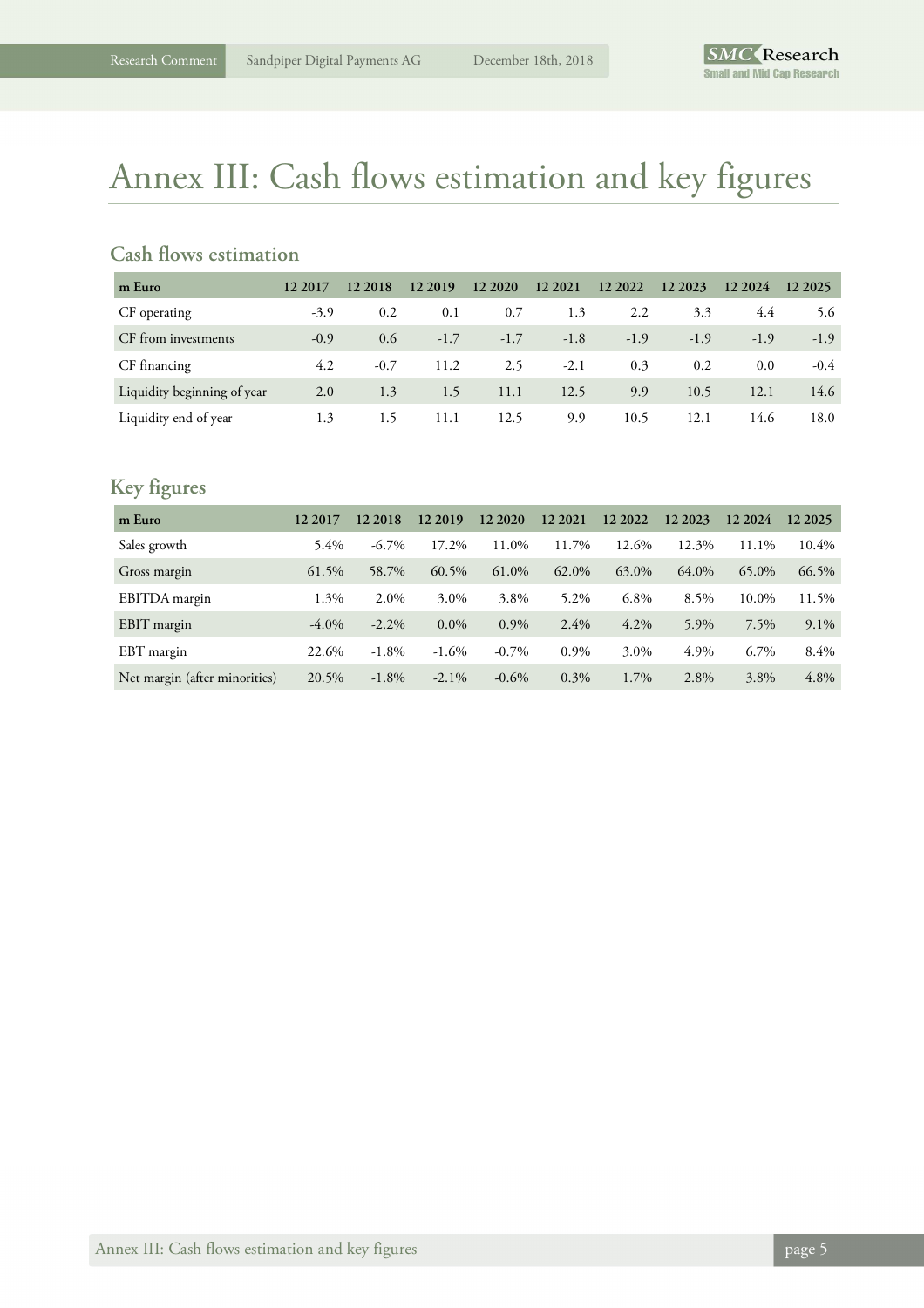# Annex III: Cash flows estimation and key figures

## Cash flows estimation

| m Euro | 12 2017 | 12 2018 | 12 2019 | 12 2020 | 12 2021 | 12 2022 | 12 2023 | 12 2024 | 12 2025 |
|---|---|---|---|---|---|---|---|---|---|
| CF operating | -3.9 | 0.2 | 0.1 | 0.7 | 1.3 | 2.2 | 3.3 | 4.4 | 5.6 |
| CF from investments | -0.9 | 0.6 | -1.7 | -1.7 | -1.8 | -1.9 | -1.9 | -1.9 | -1.9 |
| CF financing | 4.2 | -0.7 | 11.2 | 2.5 | -2.1 | 0.3 | 0.2 | 0.0 | -0.4 |
| Liquidity beginning of year | 2.0 | 1.3 | 1.5 | 11.1 | 12.5 | 9.9 | 10.5 | 12.1 | 14.6 |
| Liquidity end of year | 1.3 | 1.5 | 11.1 | 12.5 | 9.9 | 10.5 | 12.1 | 14.6 | 18.0 |

## Key figures

| m Euro | 12 2017 | 12 2018 | 12 2019 | 12 2020 | 12 2021 | 12 2022 | 12 2023 | 12 2024 | 12 2025 |
|---|---|---|---|---|---|---|---|---|---|
| Sales growth | 5.4% | -6.7% | 17.2% | 11.0% | 11.7% | 12.6% | 12.3% | 11.1% | 10.4% |
| Gross margin | 61.5% | 58.7% | 60.5% | 61.0% | 62.0% | 63.0% | 64.0% | 65.0% | 66.5% |
| EBITDA margin | 1.3% | 2.0% | 3.0% | 3.8% | 5.2% | 6.8% | 8.5% | 10.0% | 11.5% |
| EBIT margin | -4.0% | -2.2% | 0.0% | 0.9% | 2.4% | 4.2% | 5.9% | 7.5% | 9.1% |
| EBT margin | 22.6% | -1.8% | -1.6% | -0.7% | 0.9% | 3.0% | 4.9% | 6.7% | 8.4% |
| Net margin (after minorities) | 20.5% | -1.8% | -2.1% | -0.6% | 0.3% | 1.7% | 2.8% | 3.8% | 4.8% |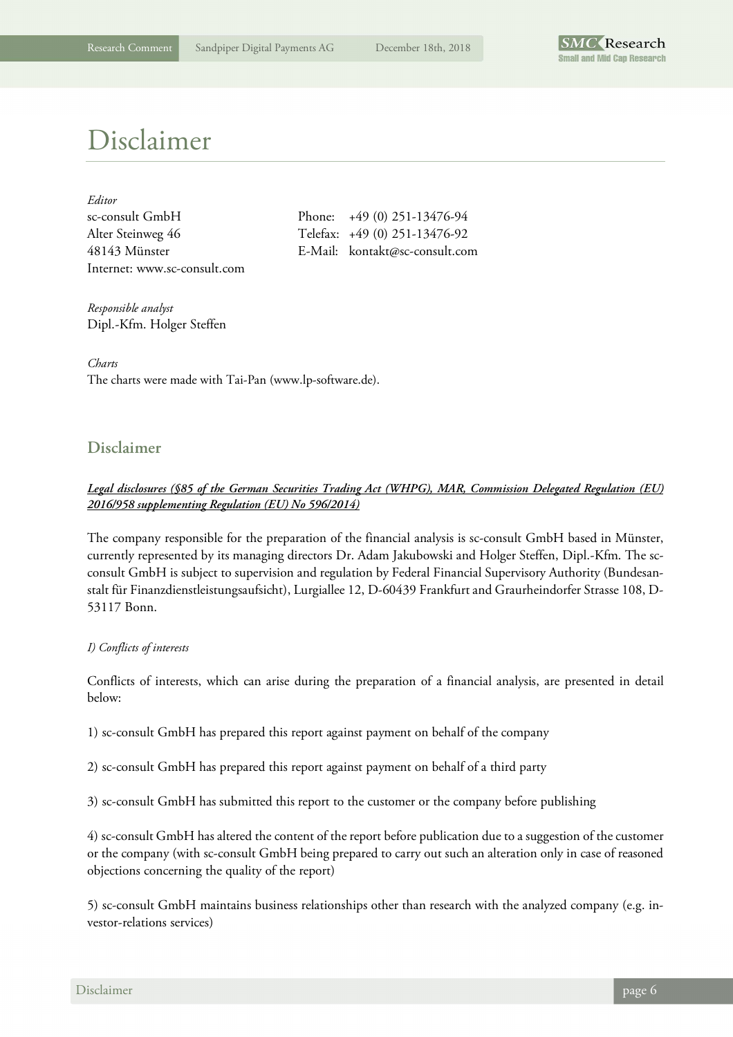# Disclaimer

*Editor*
sc-consult GmbH
Alter Steinweg 46
48143 Münster
Internet: www.sc-consult.com

Phone: +49 (0) 251-13476-94
Telefax: +49 (0) 251-13476-92
E-Mail: kontakt@sc-consult.com

*Responsible analyst*
Dipl.-Kfm. Holger Steffen

*Charts*
The charts were made with Tai-Pan (www.lp-software.de).

## Disclaimer

***Legal disclosures (§85 of the German Securities Trading Act (WHPG), MAR, Commission Delegated Regulation (EU) 2016/958 supplementing Regulation (EU) No 596/2014)***

The company responsible for the preparation of the financial analysis is sc-consult GmbH based in Münster, currently represented by its managing directors Dr. Adam Jakubowski and Holger Steffen, Dipl.-Kfm. The sc-consult GmbH is subject to supervision and regulation by Federal Financial Supervisory Authority (Bundesanstalt für Finanzdienstleistungsaufsicht), Lurgiallee 12, D-60439 Frankfurt and Graurheindorfer Strasse 108, D-53117 Bonn.

*I) Conflicts of interests*

Conflicts of interests, which can arise during the preparation of a financial analysis, are presented in detail below:

1) sc-consult GmbH has prepared this report against payment on behalf of the company

2) sc-consult GmbH has prepared this report against payment on behalf of a third party

3) sc-consult GmbH has submitted this report to the customer or the company before publishing

4) sc-consult GmbH has altered the content of the report before publication due to a suggestion of the customer or the company (with sc-consult GmbH being prepared to carry out such an alteration only in case of reasoned objections concerning the quality of the report)

5) sc-consult GmbH maintains business relationships other than research with the analyzed company (e.g. investor-relations services)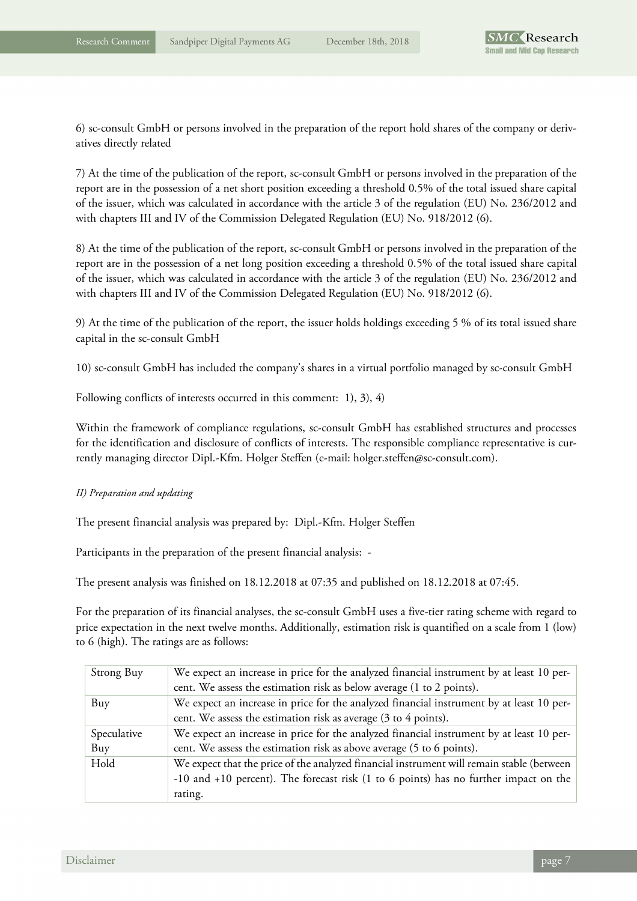6) sc-consult GmbH or persons involved in the preparation of the report hold shares of the company or derivatives directly related

7) At the time of the publication of the report, sc-consult GmbH or persons involved in the preparation of the report are in the possession of a net short position exceeding a threshold 0.5% of the total issued share capital of the issuer, which was calculated in accordance with the article 3 of the regulation (EU) No. 236/2012 and with chapters III and IV of the Commission Delegated Regulation (EU) No. 918/2012 (6).

8) At the time of the publication of the report, sc-consult GmbH or persons involved in the preparation of the report are in the possession of a net long position exceeding a threshold 0.5% of the total issued share capital of the issuer, which was calculated in accordance with the article 3 of the regulation (EU) No. 236/2012 and with chapters III and IV of the Commission Delegated Regulation (EU) No. 918/2012 (6).

9) At the time of the publication of the report, the issuer holds holdings exceeding 5 % of its total issued share capital in the sc-consult GmbH

10) sc-consult GmbH has included the company's shares in a virtual portfolio managed by sc-consult GmbH

Following conflicts of interests occurred in this comment: 1), 3), 4)

Within the framework of compliance regulations, sc-consult GmbH has established structures and processes for the identification and disclosure of conflicts of interests. The responsible compliance representative is currently managing director Dipl.-Kfm. Holger Steffen (e-mail: holger.steffen@sc-consult.com).

*II) Preparation and updating*

The present financial analysis was prepared by: Dipl.-Kfm. Holger Steffen

Participants in the preparation of the present financial analysis: -

The present analysis was finished on 18.12.2018 at 07:35 and published on 18.12.2018 at 07:45.

For the preparation of its financial analyses, the sc-consult GmbH uses a five-tier rating scheme with regard to price expectation in the next twelve months. Additionally, estimation risk is quantified on a scale from 1 (low) to 6 (high). The ratings are as follows:

| | |
|---|---|
| Strong Buy | We expect an increase in price for the analyzed financial instrument by at least 10 percent. We assess the estimation risk as below average (1 to 2 points). |
| Buy | We expect an increase in price for the analyzed financial instrument by at least 10 percent. We assess the estimation risk as average (3 to 4 points). |
| Speculative Buy | We expect an increase in price for the analyzed financial instrument by at least 10 percent. We assess the estimation risk as above average (5 to 6 points). |
| Hold | We expect that the price of the analyzed financial instrument will remain stable (between -10 and +10 percent). The forecast risk (1 to 6 points) has no further impact on the rating. |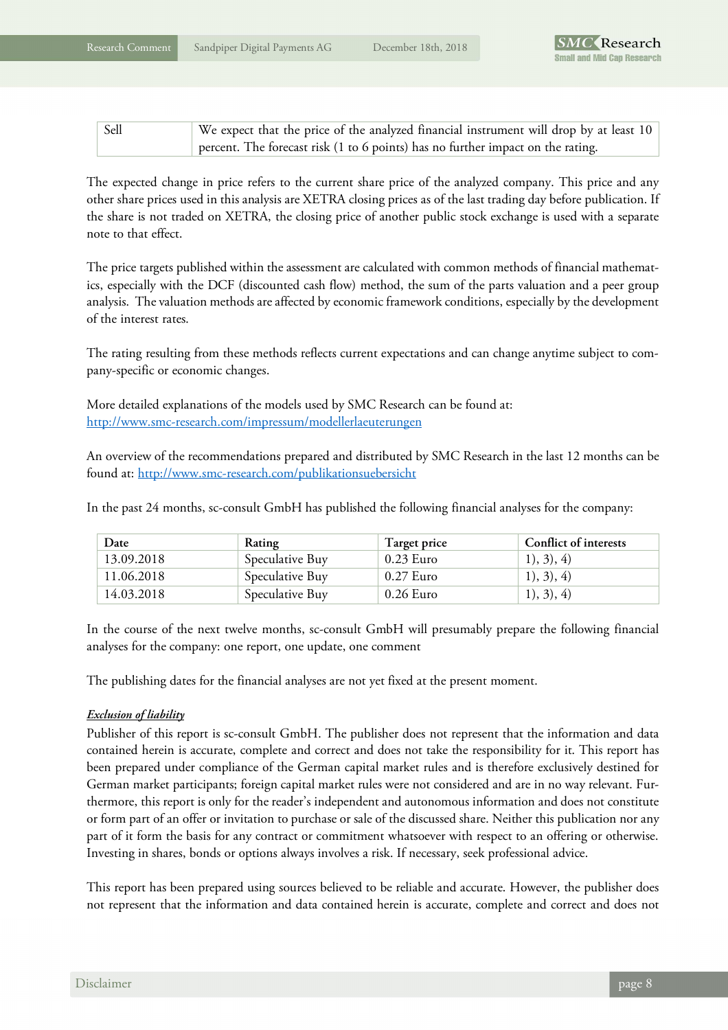| Sell | We expect that the price of the analyzed financial instrument will drop by at least 10 percent. The forecast risk (1 to 6 points) has no further impact on the rating. |
|---|---|

The expected change in price refers to the current share price of the analyzed company. This price and any other share prices used in this analysis are XETRA closing prices as of the last trading day before publication. If the share is not traded on XETRA, the closing price of another public stock exchange is used with a separate note to that effect.

The price targets published within the assessment are calculated with common methods of financial mathematics, especially with the DCF (discounted cash flow) method, the sum of the parts valuation and a peer group analysis. The valuation methods are affected by economic framework conditions, especially by the development of the interest rates.

The rating resulting from these methods reflects current expectations and can change anytime subject to company-specific or economic changes.

More detailed explanations of the models used by SMC Research can be found at:
[http://www.smc-research.com/impressum/modellerlaeuterungen](http://www.smc-research.com/impressum/modellerlaeuterungen)

An overview of the recommendations prepared and distributed by SMC Research in the last 12 months can be found at: [http://www.smc-research.com/publikationsuebersicht](http://www.smc-research.com/publikationsuebersicht)

In the past 24 months, sc-consult GmbH has published the following financial analyses for the company:

| Date | Rating | Target price | Conflict of interests |
|---|---|---|---|
| 13.09.2018 | Speculative Buy | 0.23 Euro | 1), 3), 4) |
| 11.06.2018 | Speculative Buy | 0.27 Euro | 1), 3), 4) |
| 14.03.2018 | Speculative Buy | 0.26 Euro | 1), 3), 4) |

In the course of the next twelve months, sc-consult GmbH will presumably prepare the following financial analyses for the company: one report, one update, one comment

The publishing dates for the financial analyses are not yet fixed at the present moment.

***Exclusion of liability***

Publisher of this report is sc-consult GmbH. The publisher does not represent that the information and data contained herein is accurate, complete and correct and does not take the responsibility for it. This report has been prepared under compliance of the German capital market rules and is therefore exclusively destined for German market participants; foreign capital market rules were not considered and are in no way relevant. Furthermore, this report is only for the reader's independent and autonomous information and does not constitute or form part of an offer or invitation to purchase or sale of the discussed share. Neither this publication nor any part of it form the basis for any contract or commitment whatsoever with respect to an offering or otherwise. Investing in shares, bonds or options always involves a risk. If necessary, seek professional advice.

This report has been prepared using sources believed to be reliable and accurate. However, the publisher does not represent that the information and data contained herein is accurate, complete and correct and does not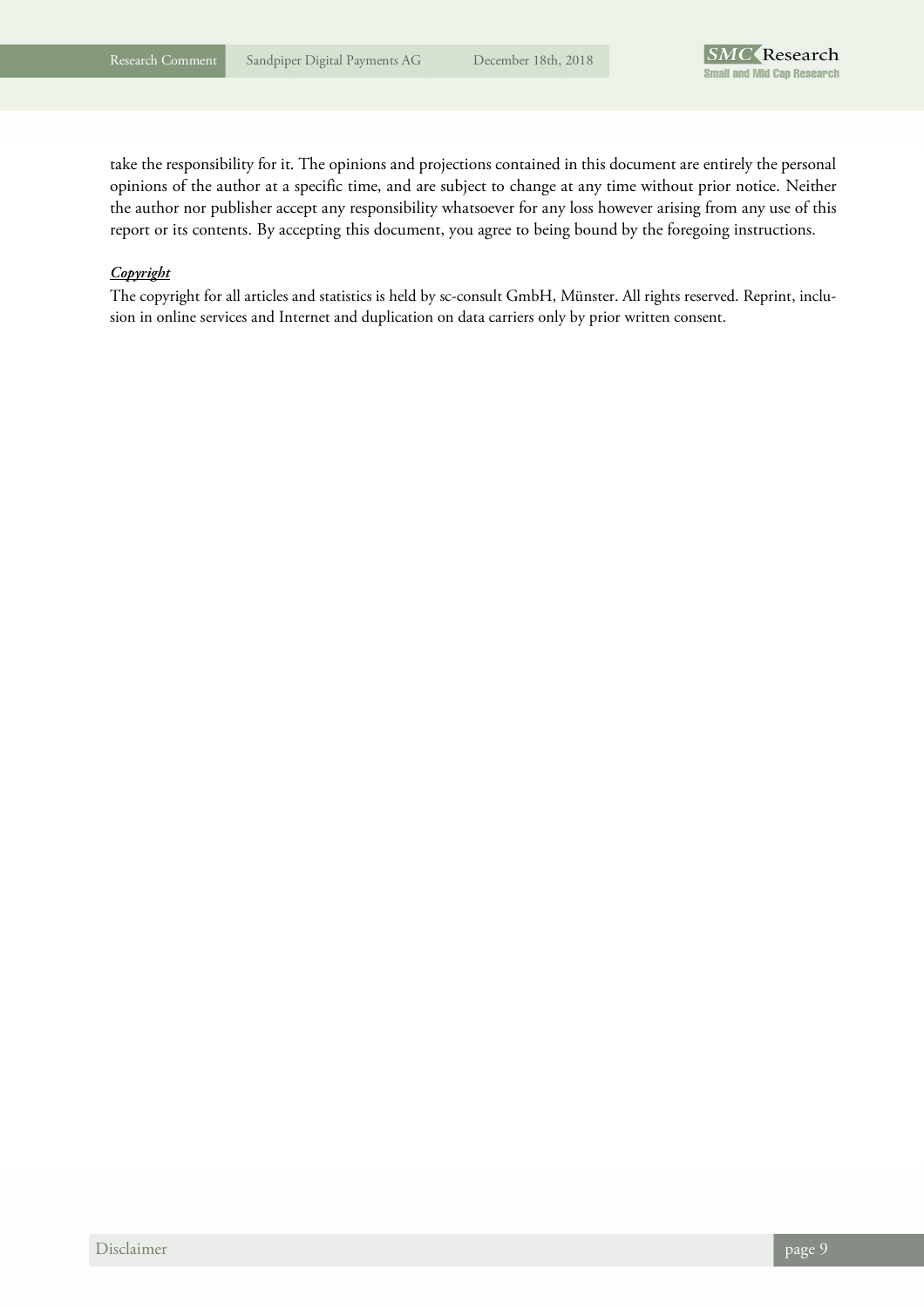take the responsibility for it. The opinions and projections contained in this document are entirely the personal opinions of the author at a specific time, and are subject to change at any time without prior notice. Neither the author nor publisher accept any responsibility whatsoever for any loss however arising from any use of this report or its contents. By accepting this document, you agree to being bound by the foregoing instructions.

***Copyright***

The copyright for all articles and statistics is held by sc-consult GmbH, Münster. All rights reserved. Reprint, inclusion in online services and Internet and duplication on data carriers only by prior written consent.